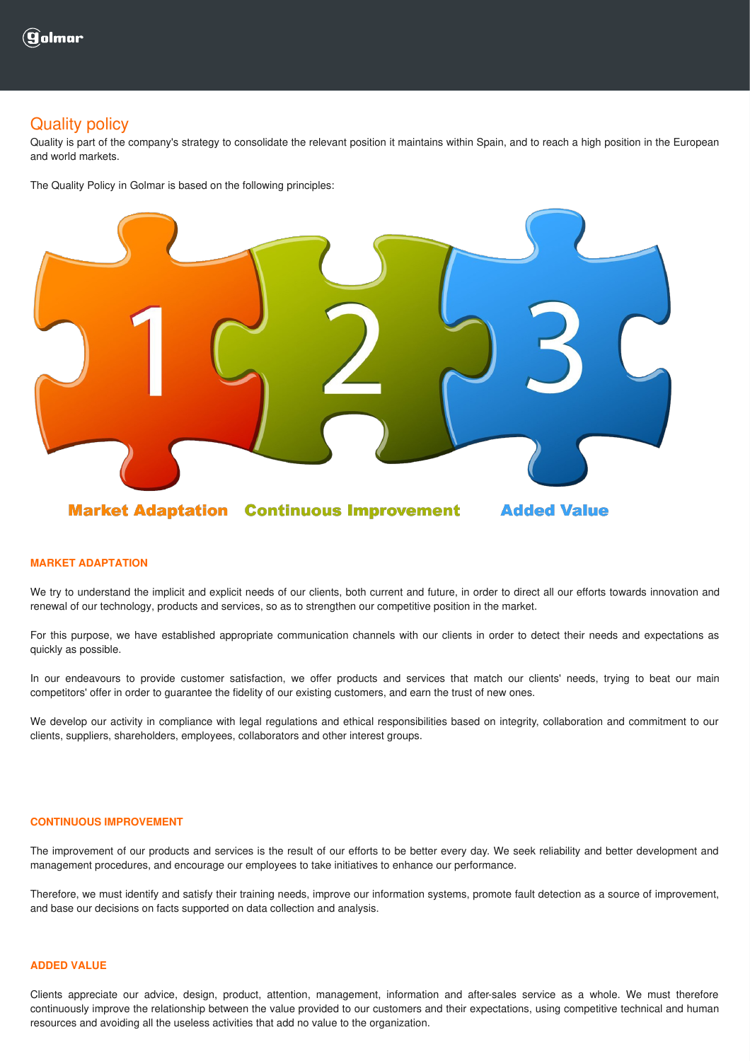# Quality policy

Quality is part of the company's strategy to consolidate the relevant position it maintains within Spain, and to reach a high position in the European and world markets.

The Quality Policy in Golmar is based on the following principles:

1 Market Adaptation — 2 Continuous Improvement — 3 Added Value

### MARKET ADAPTATION

We try to understand the implicit and explicit needs of our clients, both current and future, in order to direct all our efforts towards innovation and renewal of our technology, products and services, so as to strengthen our competitive position in the market.

For this purpose, we have established appropriate communication channels with our clients in order to detect their needs and expectations as quickly as possible.

In our endeavours to provide customer satisfaction, we offer products and services that match our clients' needs, trying to beat our main competitors' offer in order to guarantee the fidelity of our existing customers, and earn the trust of new ones.

We develop our activity in compliance with legal regulations and ethical responsibilities based on integrity, collaboration and commitment to our clients, suppliers, shareholders, employees, collaborators and other interest groups.

### CONTINUOUS IMPROVEMENT

The improvement of our products and services is the result of our efforts to be better every day. We seek reliability and better development and management procedures, and encourage our employees to take initiatives to enhance our performance.

Therefore, we must identify and satisfy their training needs, improve our information systems, promote fault detection as a source of improvement, and base our decisions on facts supported on data collection and analysis.

### ADDED VALUE

Clients appreciate our advice, design, product, attention, management, information and after-sales service as a whole. We must therefore continuously improve the relationship between the value provided to our customers and their expectations, using competitive technical and human resources and avoiding all the useless activities that add no value to the organization.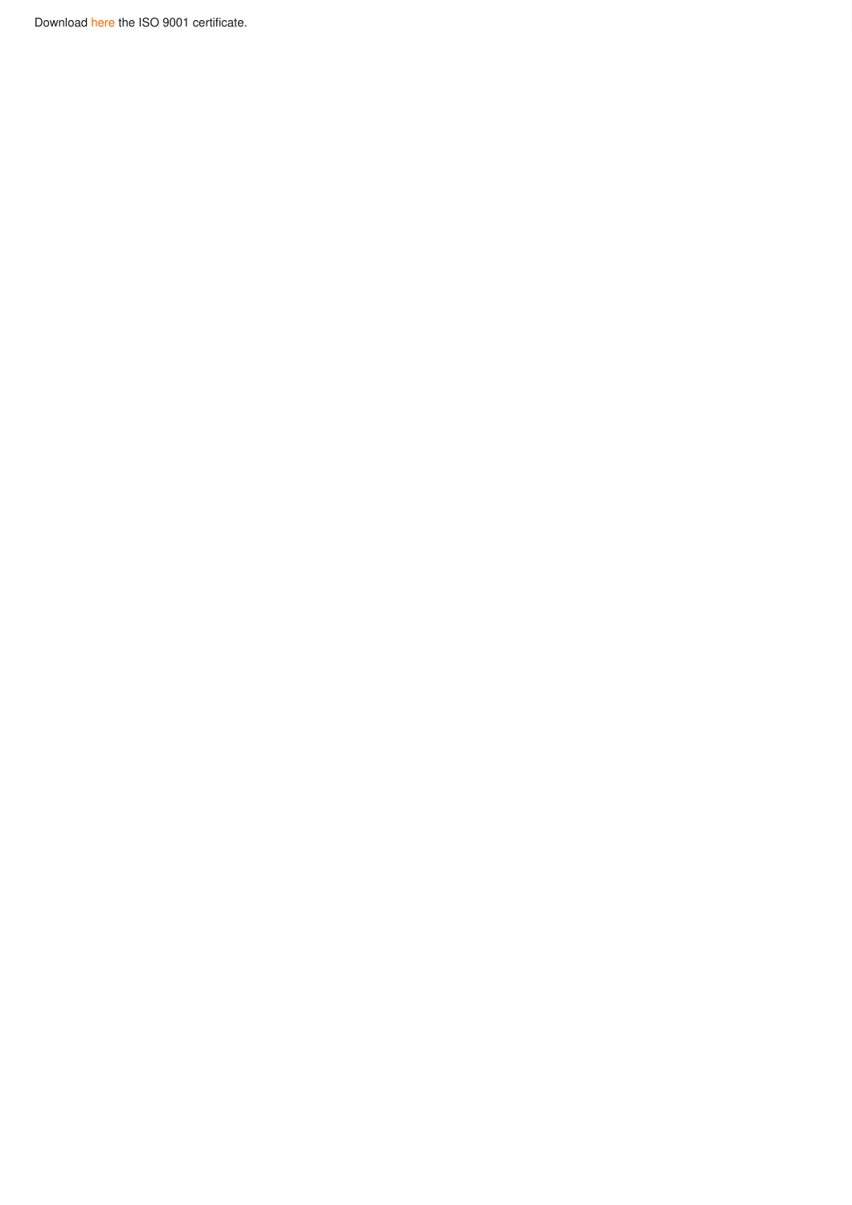Download here the ISO 9001 certificate.